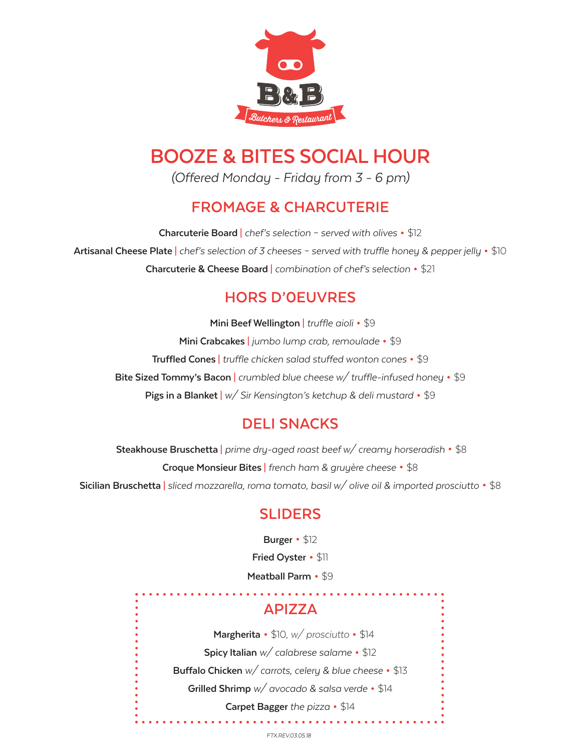B&B

Butchers & Restaurant

# BOOZE & BITES SOCIAL HOUR

*(Offered Monday - Friday from 3 - 6 pm)*

## FROMAGE & CHARCUTERIE

**Charcuterie Board** | *chef's selection – served with olives* • $12

**Artisanal Cheese Plate** | *chef's selection of 3 cheeses – served with truffle honey & pepper jelly* • $10

**Charcuterie & Cheese Board** | *combination of chef's selection* • $21

## HORS D'OEUVRES

**Mini Beef Wellington** | *truffle aioli* • $9

**Mini Crabcakes** | *jumbo lump crab, remoulade* • $9

**Truffled Cones** | *truffle chicken salad stuffed wonton cones* • $9

**Bite Sized Tommy's Bacon** | *crumbled blue cheese w/ truffle-infused honey* • $9

**Pigs in a Blanket** | *w/ Sir Kensington's ketchup & deli mustard* • $9

## DELI SNACKS

**Steakhouse Bruschetta** | *prime dry-aged roast beef w/ creamy horseradish* • $8

**Croque Monsieur Bites** | *french ham & gruyère cheese* • $8

**Sicilian Bruschetta** | *sliced mozzarella, roma tomato, basil w/ olive oil & imported prosciutto* • $8

## SLIDERS

**Burger** • $12

**Fried Oyster** • $11

**Meatball Parm** • $9

## APIZZA

**Margherita** • $10, *w/ prosciutto* • $14

**Spicy Italian** *w/ calabrese salame* • $12

**Buffalo Chicken** *w/ carrots, celery & blue cheese* • $13

**Grilled Shrimp** *w/ avocado & salsa verde* • $14

**Carpet Bagger** *the pizza* • $14

*FTX.REV.03.05.18*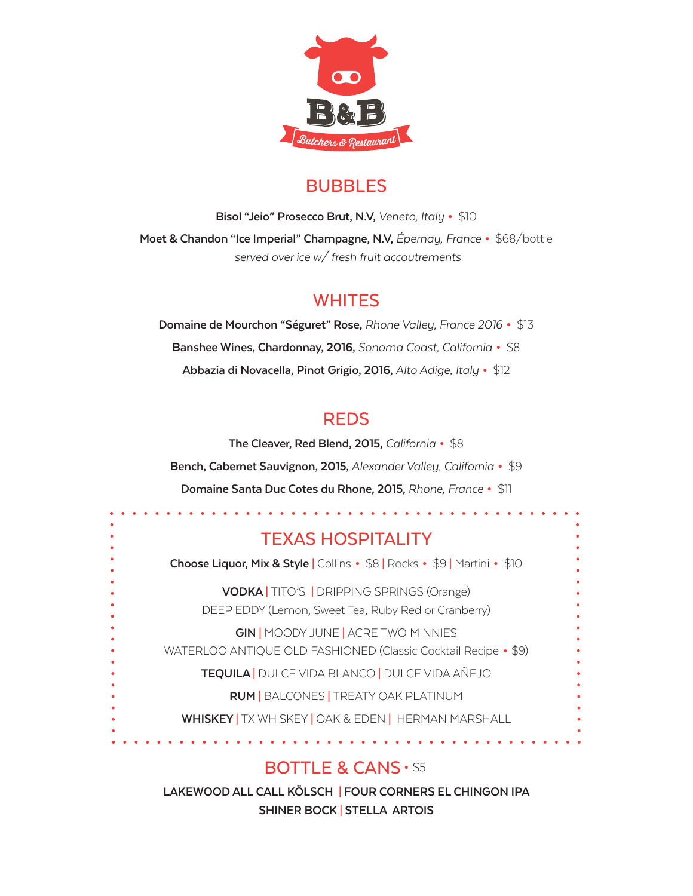B&B

Butchers & Restaurant

## BUBBLES

**Bisol "Jeio" Prosecco Brut, N.V,** *Veneto, Italy* • $10

**Moet & Chandon "Ice Imperial" Champagne, N.V,** *Épernay, France* • $68/bottle

*served over ice w/ fresh fruit accoutrements*

## WHITES

**Domaine de Mourchon "Séguret" Rose,** *Rhone Valley, France 2016* • $13

**Banshee Wines, Chardonnay, 2016,** *Sonoma Coast, California* • $8

**Abbazia di Novacella, Pinot Grigio, 2016,** *Alto Adige, Italy* • $12

## REDS

**The Cleaver, Red Blend, 2015,** *California* • $8

**Bench, Cabernet Sauvignon, 2015,** *Alexander Valley, California* • $9

**Domaine Santa Duc Cotes du Rhone, 2015,** *Rhone, France* • $11

## TEXAS HOSPITALITY

**Choose Liquor, Mix & Style** | Collins • $8 | Rocks • $9 | Martini • $10

**VODKA** | TITO'S | DRIPPING SPRINGS (Orange)
DEEP EDDY (Lemon, Sweet Tea, Ruby Red or Cranberry)

**GIN** | MOODY JUNE | ACRE TWO MINNIES
WATERLOO ANTIQUE OLD FASHIONED (Classic Cocktail Recipe • $9)

**TEQUILA** | DULCE VIDA BLANCO | DULCE VIDA AÑEJO

**RUM** | BALCONES | TREATY OAK PLATINUM

**WHISKEY** | TX WHISKEY | OAK & EDEN | HERMAN MARSHALL

## BOTTLE & CANS • $5

**LAKEWOOD ALL CALL KÖLSCH | FOUR CORNERS EL CHINGON IPA**
**SHINER BOCK | STELLA ARTOIS**